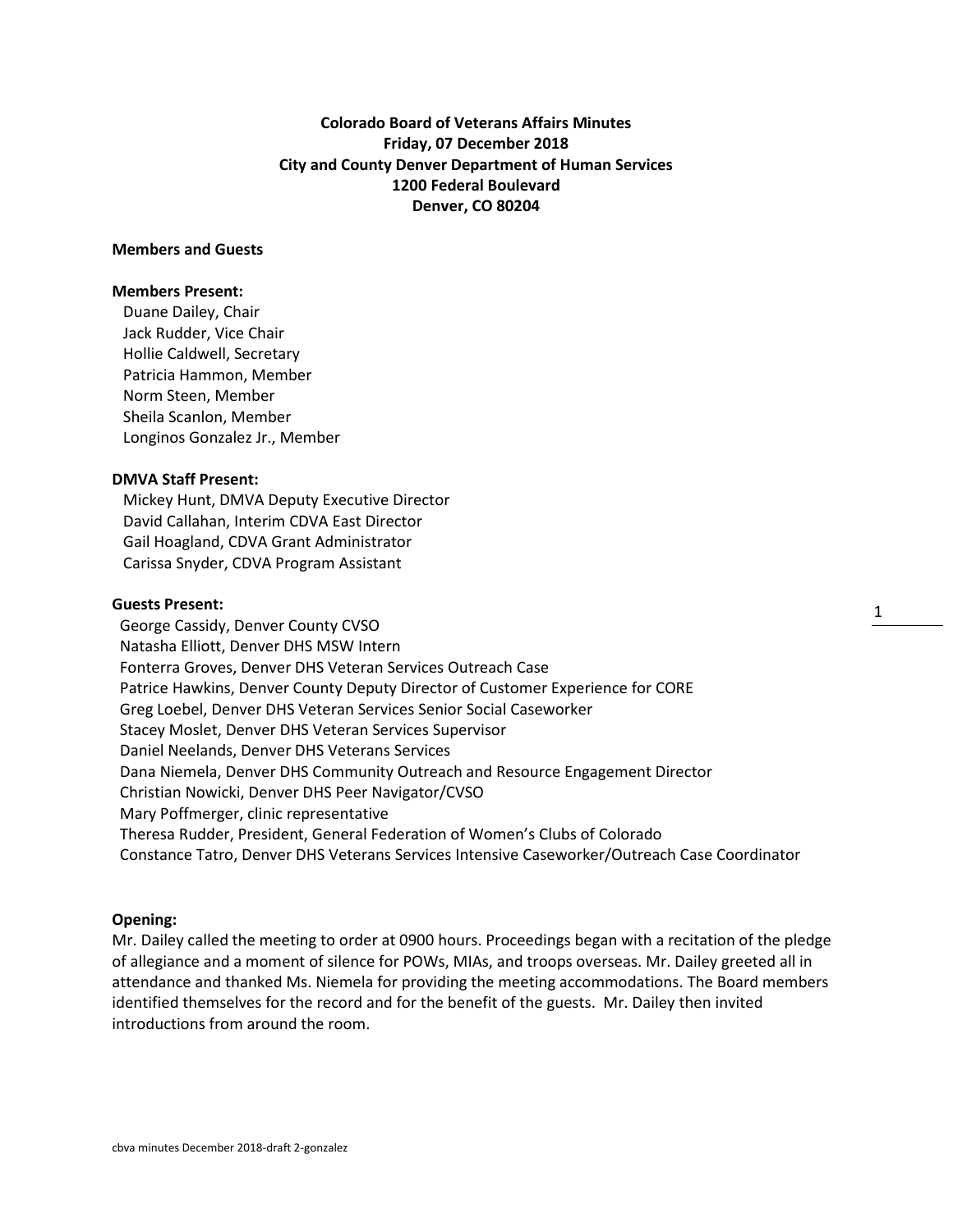**Colorado Board of Veterans Affairs Minutes**
**Friday, 07 December 2018**
**City and County Denver Department of Human Services**
**1200 Federal Boulevard**
**Denver, CO 80204**

**Members and Guests**

**Members Present:**

Duane Dailey, Chair
Jack Rudder, Vice Chair
Hollie Caldwell, Secretary
Patricia Hammon, Member
Norm Steen, Member
Sheila Scanlon, Member
Longinos Gonzalez Jr., Member

**DMVA Staff Present:**

Mickey Hunt, DMVA Deputy Executive Director
David Callahan, Interim CDVA East Director
Gail Hoagland, CDVA Grant Administrator
Carissa Snyder, CDVA Program Assistant

**Guests Present:**

George Cassidy, Denver County CVSO
Natasha Elliott, Denver DHS MSW Intern
Fonterra Groves, Denver DHS Veteran Services Outreach Case
Patrice Hawkins, Denver County Deputy Director of Customer Experience for CORE
Greg Loebel, Denver DHS Veteran Services Senior Social Caseworker
Stacey Moslet, Denver DHS Veteran Services Supervisor
Daniel Neelands, Denver DHS Veterans Services
Dana Niemela, Denver DHS Community Outreach and Resource Engagement Director
Christian Nowicki, Denver DHS Peer Navigator/CVSO
Mary Poffmerger, clinic representative
Theresa Rudder, President, General Federation of Women's Clubs of Colorado
Constance Tatro, Denver DHS Veterans Services Intensive Caseworker/Outreach Case Coordinator

**Opening:**

Mr. Dailey called the meeting to order at 0900 hours. Proceedings began with a recitation of the pledge of allegiance and a moment of silence for POWs, MIAs, and troops overseas. Mr. Dailey greeted all in attendance and thanked Ms. Niemela for providing the meeting accommodations. The Board members identified themselves for the record and for the benefit of the guests. Mr. Dailey then invited introductions from around the room.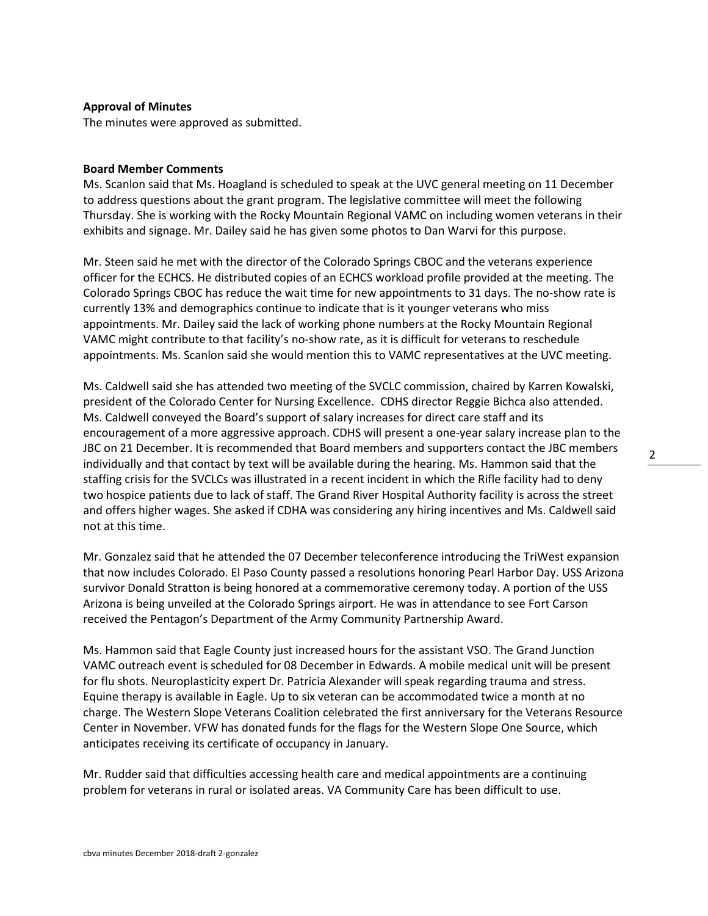**Approval of Minutes**
The minutes were approved as submitted.

**Board Member Comments**
Ms. Scanlon said that Ms. Hoagland is scheduled to speak at the UVC general meeting on 11 December to address questions about the grant program. The legislative committee will meet the following Thursday. She is working with the Rocky Mountain Regional VAMC on including women veterans in their exhibits and signage. Mr. Dailey said he has given some photos to Dan Warvi for this purpose.

Mr. Steen said he met with the director of the Colorado Springs CBOC and the veterans experience officer for the ECHCS. He distributed copies of an ECHCS workload profile provided at the meeting. The Colorado Springs CBOC has reduce the wait time for new appointments to 31 days. The no-show rate is currently 13% and demographics continue to indicate that is it younger veterans who miss appointments. Mr. Dailey said the lack of working phone numbers at the Rocky Mountain Regional VAMC might contribute to that facility's no-show rate, as it is difficult for veterans to reschedule appointments. Ms. Scanlon said she would mention this to VAMC representatives at the UVC meeting.

Ms. Caldwell said she has attended two meeting of the SVCLC commission, chaired by Karren Kowalski, president of the Colorado Center for Nursing Excellence. CDHS director Reggie Bichca also attended. Ms. Caldwell conveyed the Board's support of salary increases for direct care staff and its encouragement of a more aggressive approach. CDHS will present a one-year salary increase plan to the JBC on 21 December. It is recommended that Board members and supporters contact the JBC members individually and that contact by text will be available during the hearing. Ms. Hammon said that the staffing crisis for the SVCLCs was illustrated in a recent incident in which the Rifle facility had to deny two hospice patients due to lack of staff. The Grand River Hospital Authority facility is across the street and offers higher wages. She asked if CDHA was considering any hiring incentives and Ms. Caldwell said not at this time.

Mr. Gonzalez said that he attended the 07 December teleconference introducing the TriWest expansion that now includes Colorado. El Paso County passed a resolutions honoring Pearl Harbor Day. USS Arizona survivor Donald Stratton is being honored at a commemorative ceremony today. A portion of the USS Arizona is being unveiled at the Colorado Springs airport. He was in attendance to see Fort Carson received the Pentagon's Department of the Army Community Partnership Award.

Ms. Hammon said that Eagle County just increased hours for the assistant VSO. The Grand Junction VAMC outreach event is scheduled for 08 December in Edwards. A mobile medical unit will be present for flu shots. Neuroplasticity expert Dr. Patricia Alexander will speak regarding trauma and stress. Equine therapy is available in Eagle. Up to six veteran can be accommodated twice a month at no charge. The Western Slope Veterans Coalition celebrated the first anniversary for the Veterans Resource Center in November. VFW has donated funds for the flags for the Western Slope One Source, which anticipates receiving its certificate of occupancy in January.

Mr. Rudder said that difficulties accessing health care and medical appointments are a continuing problem for veterans in rural or isolated areas. VA Community Care has been difficult to use.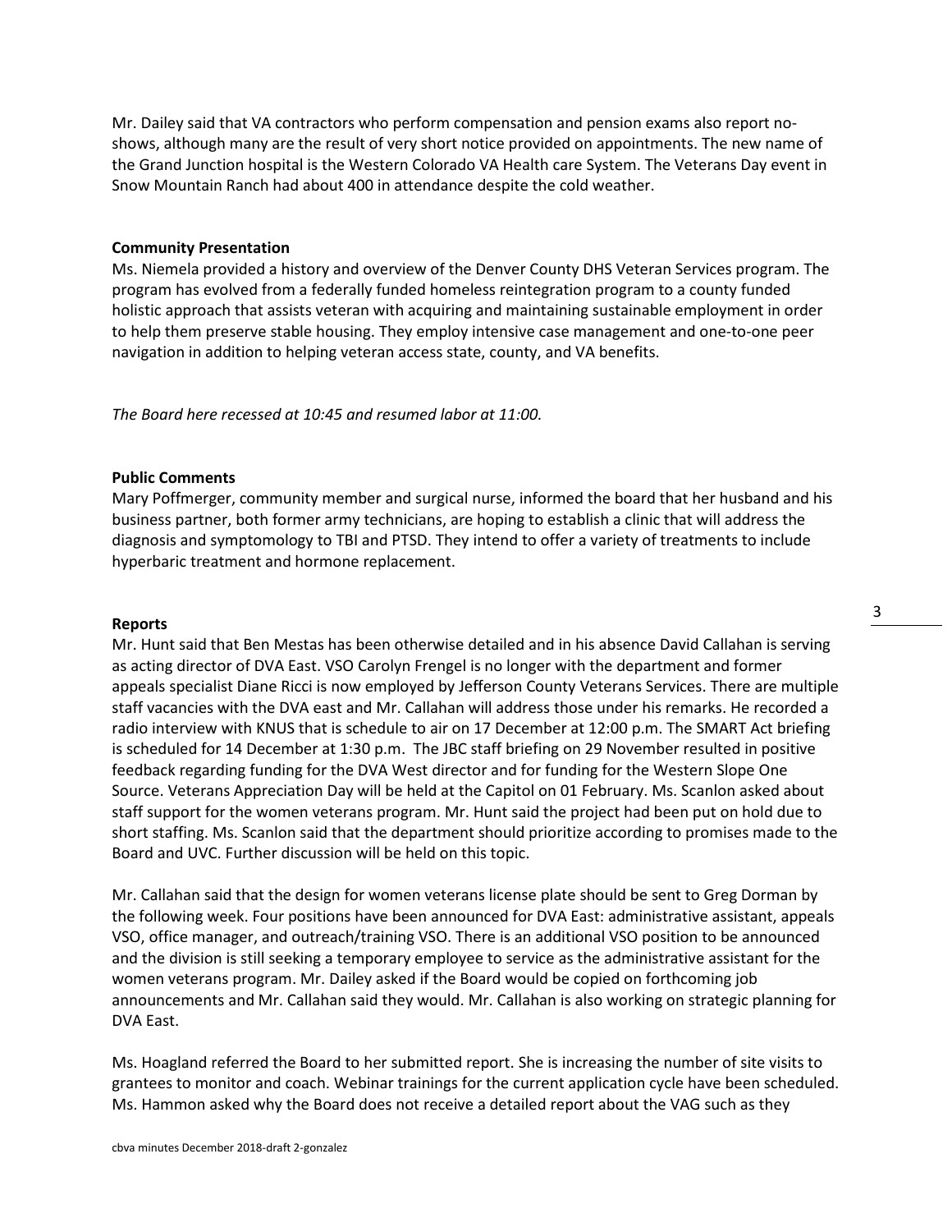Mr. Dailey said that VA contractors who perform compensation and pension exams also report no-shows, although many are the result of very short notice provided on appointments. The new name of the Grand Junction hospital is the Western Colorado VA Health care System. The Veterans Day event in Snow Mountain Ranch had about 400 in attendance despite the cold weather.

**Community Presentation**

Ms. Niemela provided a history and overview of the Denver County DHS Veteran Services program. The program has evolved from a federally funded homeless reintegration program to a county funded holistic approach that assists veteran with acquiring and maintaining sustainable employment in order to help them preserve stable housing. They employ intensive case management and one-to-one peer navigation in addition to helping veteran access state, county, and VA benefits.

*The Board here recessed at 10:45 and resumed labor at 11:00.*

**Public Comments**

Mary Poffmerger, community member and surgical nurse, informed the board that her husband and his business partner, both former army technicians, are hoping to establish a clinic that will address the diagnosis and symptomology to TBI and PTSD. They intend to offer a variety of treatments to include hyperbaric treatment and hormone replacement.

**Reports**

Mr. Hunt said that Ben Mestas has been otherwise detailed and in his absence David Callahan is serving as acting director of DVA East. VSO Carolyn Frengel is no longer with the department and former appeals specialist Diane Ricci is now employed by Jefferson County Veterans Services. There are multiple staff vacancies with the DVA east and Mr. Callahan will address those under his remarks. He recorded a radio interview with KNUS that is schedule to air on 17 December at 12:00 p.m. The SMART Act briefing is scheduled for 14 December at 1:30 p.m. The JBC staff briefing on 29 November resulted in positive feedback regarding funding for the DVA West director and for funding for the Western Slope One Source. Veterans Appreciation Day will be held at the Capitol on 01 February. Ms. Scanlon asked about staff support for the women veterans program. Mr. Hunt said the project had been put on hold due to short staffing. Ms. Scanlon said that the department should prioritize according to promises made to the Board and UVC. Further discussion will be held on this topic.

Mr. Callahan said that the design for women veterans license plate should be sent to Greg Dorman by the following week. Four positions have been announced for DVA East: administrative assistant, appeals VSO, office manager, and outreach/training VSO. There is an additional VSO position to be announced and the division is still seeking a temporary employee to service as the administrative assistant for the women veterans program. Mr. Dailey asked if the Board would be copied on forthcoming job announcements and Mr. Callahan said they would. Mr. Callahan is also working on strategic planning for DVA East.

Ms. Hoagland referred the Board to her submitted report. She is increasing the number of site visits to grantees to monitor and coach. Webinar trainings for the current application cycle have been scheduled. Ms. Hammon asked why the Board does not receive a detailed report about the VAG such as they

cbva minutes December 2018-draft 2-gonzalez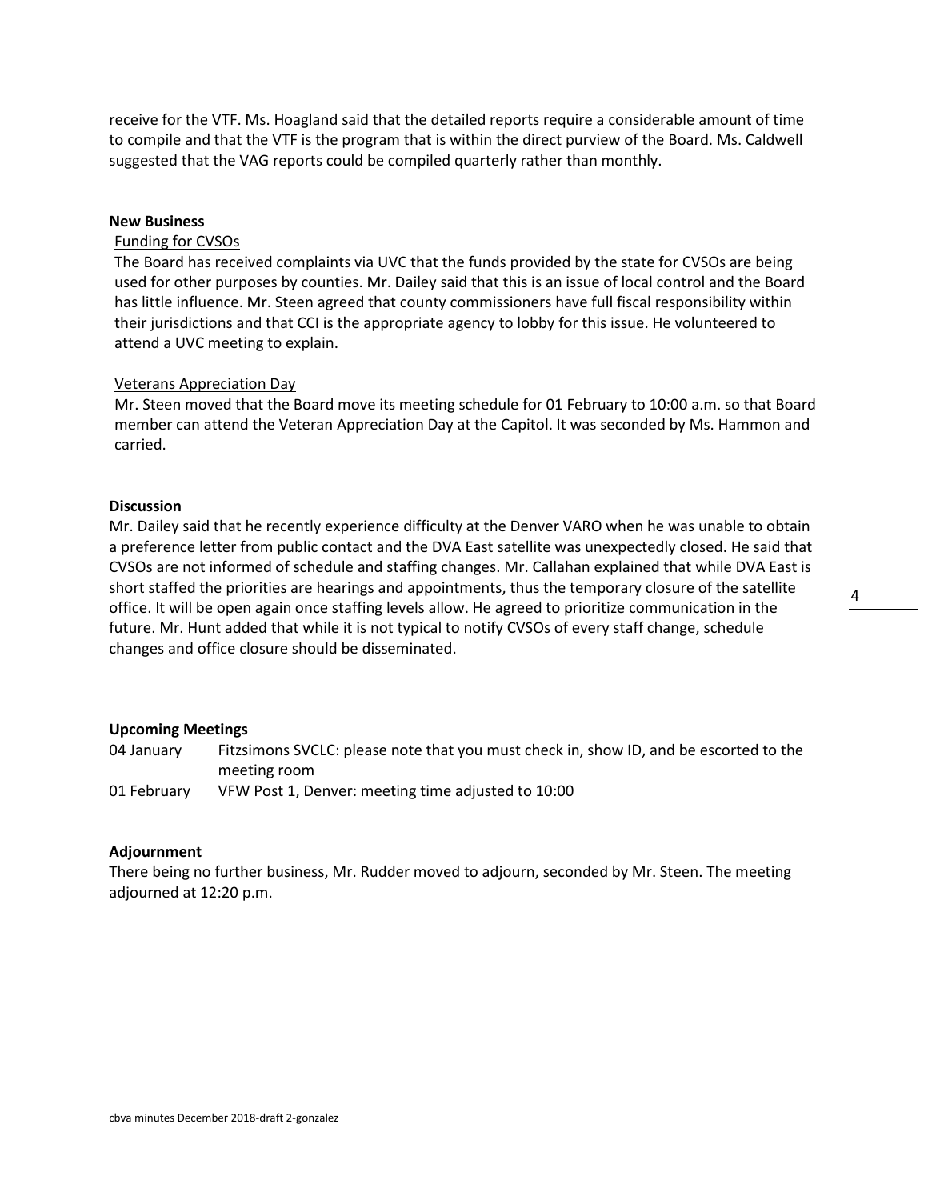receive for the VTF. Ms. Hoagland said that the detailed reports require a considerable amount of time to compile and that the VTF is the program that is within the direct purview of the Board. Ms. Caldwell suggested that the VAG reports could be compiled quarterly rather than monthly.

**New Business**

Funding for CVSOs

The Board has received complaints via UVC that the funds provided by the state for CVSOs are being used for other purposes by counties. Mr. Dailey said that this is an issue of local control and the Board has little influence. Mr. Steen agreed that county commissioners have full fiscal responsibility within their jurisdictions and that CCI is the appropriate agency to lobby for this issue. He volunteered to attend a UVC meeting to explain.

Veterans Appreciation Day

Mr. Steen moved that the Board move its meeting schedule for 01 February to 10:00 a.m. so that Board member can attend the Veteran Appreciation Day at the Capitol. It was seconded by Ms. Hammon and carried.

**Discussion**

Mr. Dailey said that he recently experience difficulty at the Denver VARO when he was unable to obtain a preference letter from public contact and the DVA East satellite was unexpectedly closed. He said that CVSOs are not informed of schedule and staffing changes. Mr. Callahan explained that while DVA East is short staffed the priorities are hearings and appointments, thus the temporary closure of the satellite office. It will be open again once staffing levels allow. He agreed to prioritize communication in the future. Mr. Hunt added that while it is not typical to notify CVSOs of every staff change, schedule changes and office closure should be disseminated.

**Upcoming Meetings**

| | |
|---|---|
| 04 January | Fitzsimons SVCLC: please note that you must check in, show ID, and be escorted to the meeting room |
| 01 February | VFW Post 1, Denver: meeting time adjusted to 10:00 |

**Adjournment**

There being no further business, Mr. Rudder moved to adjourn, seconded by Mr. Steen. The meeting adjourned at 12:20 p.m.